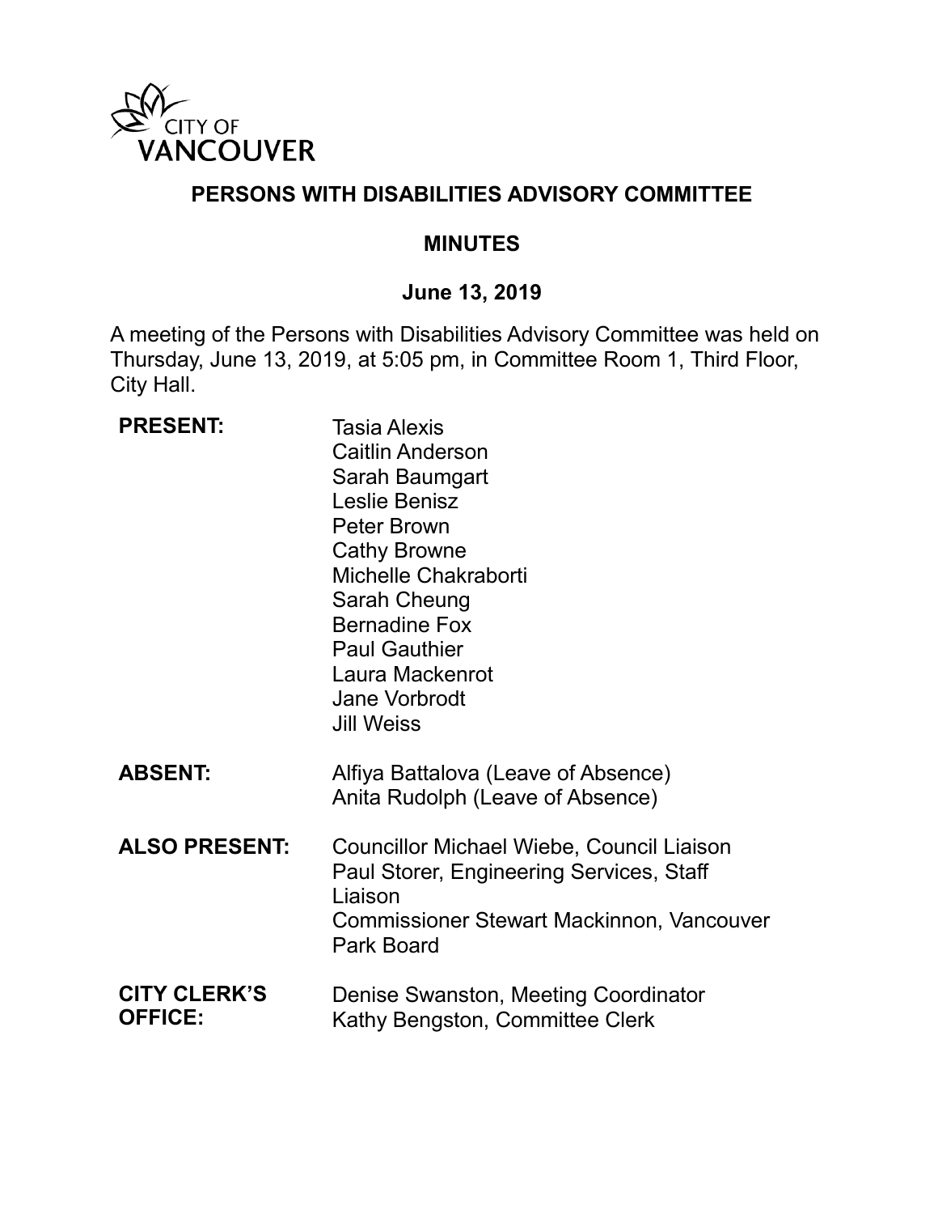CITY OF VANCOUVER

# PERSONS WITH DISABILITIES ADVISORY COMMITTEE

## MINUTES

### June 13, 2019

A meeting of the Persons with Disabilities Advisory Committee was held on Thursday, June 13, 2019, at 5:05 pm, in Committee Room 1, Third Floor, City Hall.

| | |
|---|---|
| **PRESENT:** | Tasia Alexis<br>Caitlin Anderson<br>Sarah Baumgart<br>Leslie Benisz<br>Peter Brown<br>Cathy Browne<br>Michelle Chakraborti<br>Sarah Cheung<br>Bernadine Fox<br>Paul Gauthier<br>Laura Mackenrot<br>Jane Vorbrodt<br>Jill Weiss |
| **ABSENT:** | Alfiya Battalova (Leave of Absence)<br>Anita Rudolph (Leave of Absence) |
| **ALSO PRESENT:** | Councillor Michael Wiebe, Council Liaison<br>Paul Storer, Engineering Services, Staff Liaison<br>Commissioner Stewart Mackinnon, Vancouver Park Board |
| **CITY CLERK'S OFFICE:** | Denise Swanston, Meeting Coordinator<br>Kathy Bengston, Committee Clerk |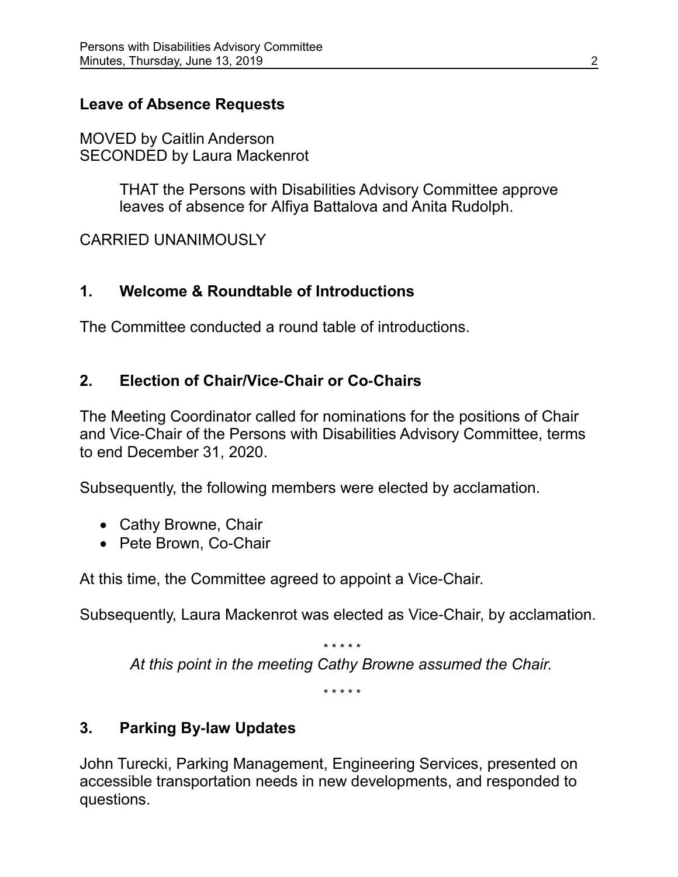## Leave of Absence Requests

MOVED by Caitlin Anderson
SECONDED by Laura Mackenrot

> THAT the Persons with Disabilities Advisory Committee approve leaves of absence for Alfiya Battalova and Anita Rudolph.

CARRIED UNANIMOUSLY

## 1. Welcome & Roundtable of Introductions

The Committee conducted a round table of introductions.

## 2. Election of Chair/Vice-Chair or Co-Chairs

The Meeting Coordinator called for nominations for the positions of Chair and Vice-Chair of the Persons with Disabilities Advisory Committee, terms to end December 31, 2020.

Subsequently, the following members were elected by acclamation.

- Cathy Browne, Chair
- Pete Brown, Co-Chair

At this time, the Committee agreed to appoint a Vice-Chair.

Subsequently, Laura Mackenrot was elected as Vice-Chair, by acclamation.

\* \* \* \* \*

*At this point in the meeting Cathy Browne assumed the Chair.*

\* \* \* \* \*

## 3. Parking By-law Updates

John Turecki, Parking Management, Engineering Services, presented on accessible transportation needs in new developments, and responded to questions.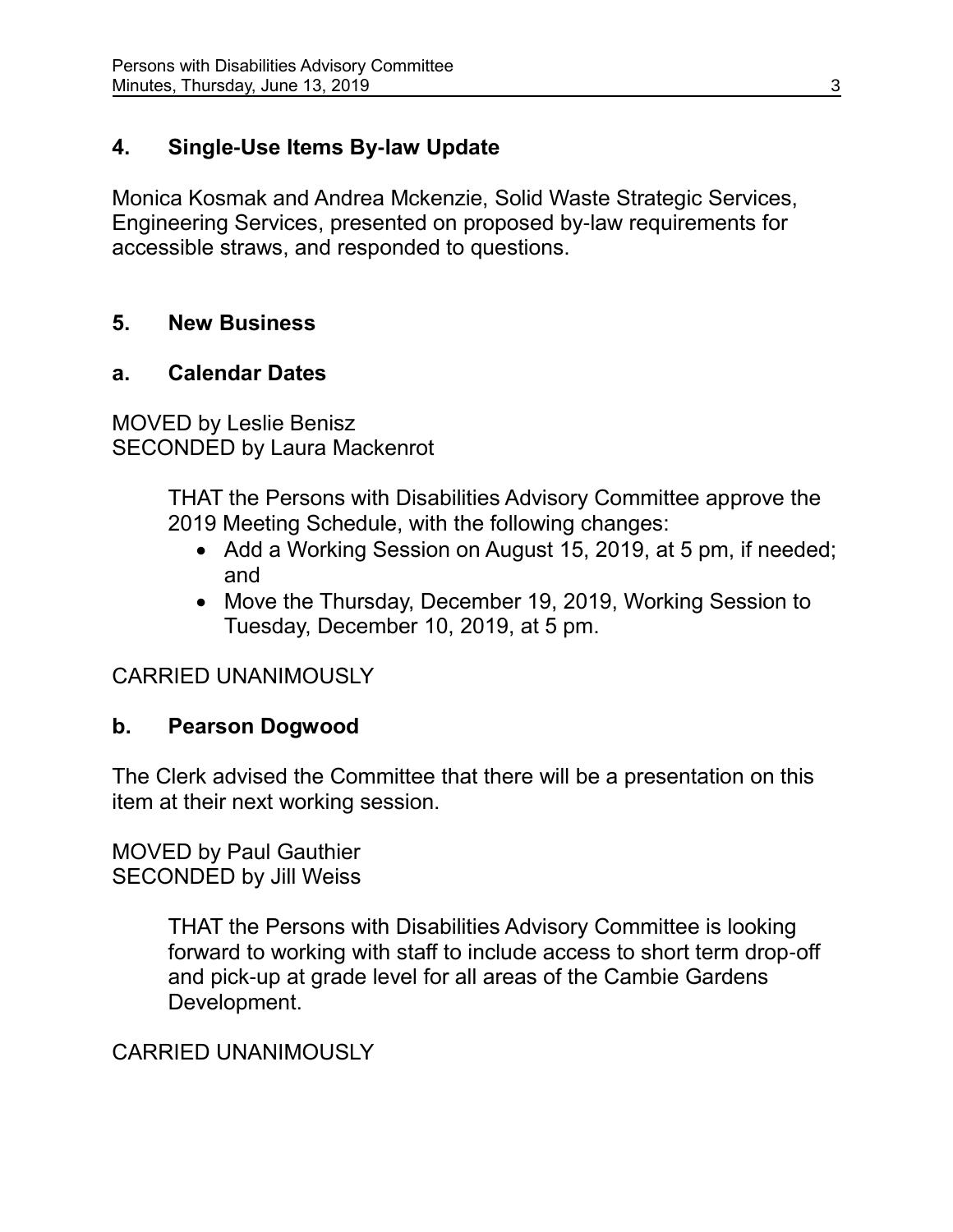## 4. Single-Use Items By-law Update

Monica Kosmak and Andrea Mckenzie, Solid Waste Strategic Services, Engineering Services, presented on proposed by-law requirements for accessible straws, and responded to questions.

## 5. New Business

### a. Calendar Dates

MOVED by Leslie Benisz
SECONDED by Laura Mackenrot

> THAT the Persons with Disabilities Advisory Committee approve the 2019 Meeting Schedule, with the following changes:
> - Add a Working Session on August 15, 2019, at 5 pm, if needed; and
> - Move the Thursday, December 19, 2019, Working Session to Tuesday, December 10, 2019, at 5 pm.

CARRIED UNANIMOUSLY

### b. Pearson Dogwood

The Clerk advised the Committee that there will be a presentation on this item at their next working session.

MOVED by Paul Gauthier
SECONDED by Jill Weiss

> THAT the Persons with Disabilities Advisory Committee is looking forward to working with staff to include access to short term drop-off and pick-up at grade level for all areas of the Cambie Gardens Development.

CARRIED UNANIMOUSLY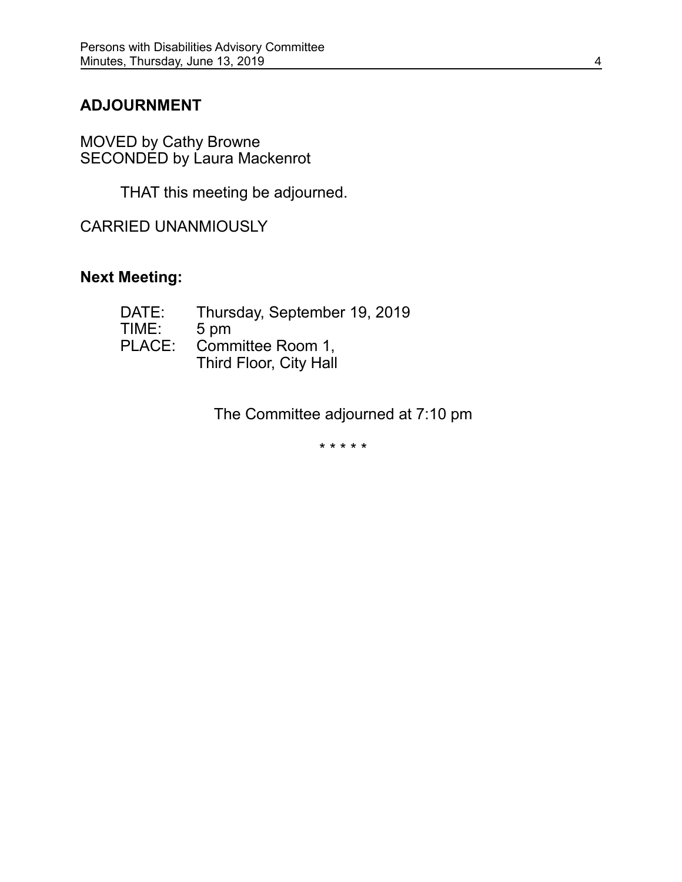## ADJOURNMENT

MOVED by Cathy Browne
SECONDED by Laura Mackenrot

THAT this meeting be adjourned.

CARRIED UNANMIOUSLY

**Next Meeting:**

DATE: Thursday, September 19, 2019
TIME: 5 pm
PLACE: Committee Room 1,
Third Floor, City Hall

The Committee adjourned at 7:10 pm

\* \* \* \* \*